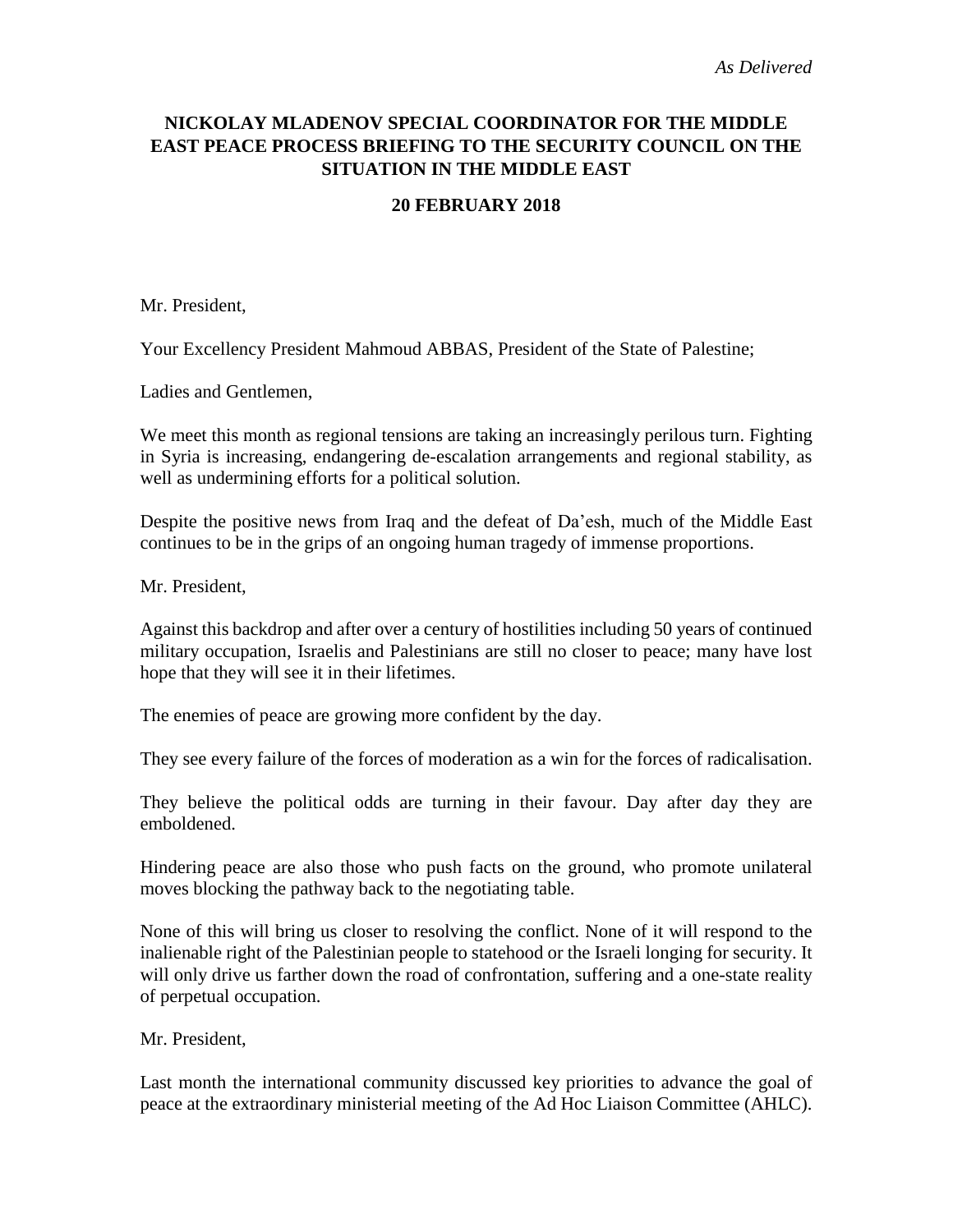*As Delivered*

# NICKOLAY MLADENOV SPECIAL COORDINATOR FOR THE MIDDLE EAST PEACE PROCESS BRIEFING TO THE SECURITY COUNCIL ON THE SITUATION IN THE MIDDLE EAST

## 20 FEBRUARY 2018

Mr. President,

Your Excellency President Mahmoud ABBAS, President of the State of Palestine;

Ladies and Gentlemen,

We meet this month as regional tensions are taking an increasingly perilous turn. Fighting in Syria is increasing, endangering de-escalation arrangements and regional stability, as well as undermining efforts for a political solution.

Despite the positive news from Iraq and the defeat of Da'esh, much of the Middle East continues to be in the grips of an ongoing human tragedy of immense proportions.

Mr. President,

Against this backdrop and after over a century of hostilities including 50 years of continued military occupation, Israelis and Palestinians are still no closer to peace; many have lost hope that they will see it in their lifetimes.

The enemies of peace are growing more confident by the day.

They see every failure of the forces of moderation as a win for the forces of radicalisation.

They believe the political odds are turning in their favour. Day after day they are emboldened.

Hindering peace are also those who push facts on the ground, who promote unilateral moves blocking the pathway back to the negotiating table.

None of this will bring us closer to resolving the conflict. None of it will respond to the inalienable right of the Palestinian people to statehood or the Israeli longing for security. It will only drive us farther down the road of confrontation, suffering and a one-state reality of perpetual occupation.

Mr. President,

Last month the international community discussed key priorities to advance the goal of peace at the extraordinary ministerial meeting of the Ad Hoc Liaison Committee (AHLC).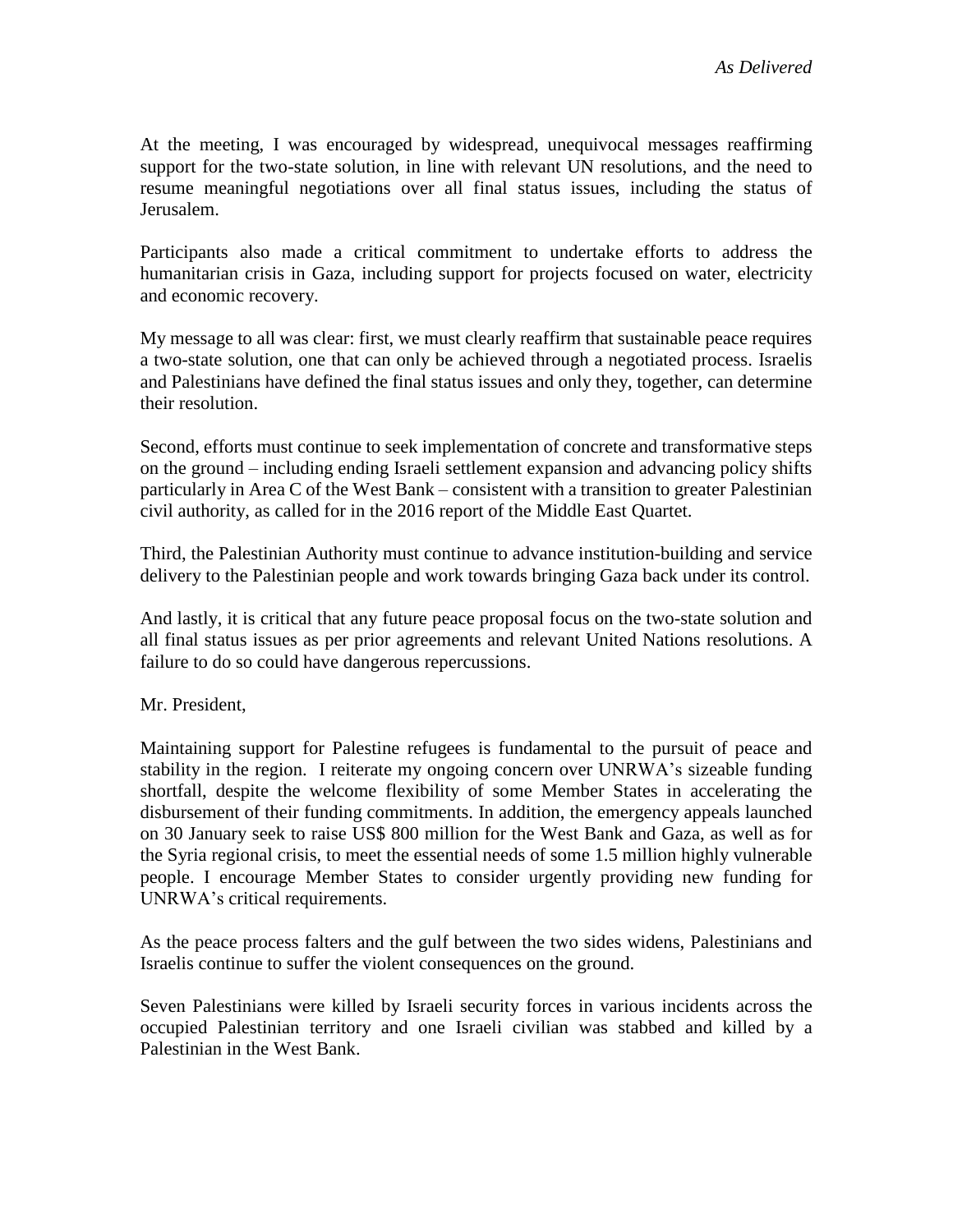At the meeting, I was encouraged by widespread, unequivocal messages reaffirming support for the two-state solution, in line with relevant UN resolutions, and the need to resume meaningful negotiations over all final status issues, including the status of Jerusalem.

Participants also made a critical commitment to undertake efforts to address the humanitarian crisis in Gaza, including support for projects focused on water, electricity and economic recovery.

My message to all was clear: first, we must clearly reaffirm that sustainable peace requires a two-state solution, one that can only be achieved through a negotiated process. Israelis and Palestinians have defined the final status issues and only they, together, can determine their resolution.

Second, efforts must continue to seek implementation of concrete and transformative steps on the ground – including ending Israeli settlement expansion and advancing policy shifts particularly in Area C of the West Bank – consistent with a transition to greater Palestinian civil authority, as called for in the 2016 report of the Middle East Quartet.

Third, the Palestinian Authority must continue to advance institution-building and service delivery to the Palestinian people and work towards bringing Gaza back under its control.

And lastly, it is critical that any future peace proposal focus on the two-state solution and all final status issues as per prior agreements and relevant United Nations resolutions. A failure to do so could have dangerous repercussions.

Mr. President,

Maintaining support for Palestine refugees is fundamental to the pursuit of peace and stability in the region. I reiterate my ongoing concern over UNRWA's sizeable funding shortfall, despite the welcome flexibility of some Member States in accelerating the disbursement of their funding commitments. In addition, the emergency appeals launched on 30 January seek to raise US$ 800 million for the West Bank and Gaza, as well as for the Syria regional crisis, to meet the essential needs of some 1.5 million highly vulnerable people. I encourage Member States to consider urgently providing new funding for UNRWA's critical requirements.

As the peace process falters and the gulf between the two sides widens, Palestinians and Israelis continue to suffer the violent consequences on the ground.

Seven Palestinians were killed by Israeli security forces in various incidents across the occupied Palestinian territory and one Israeli civilian was stabbed and killed by a Palestinian in the West Bank.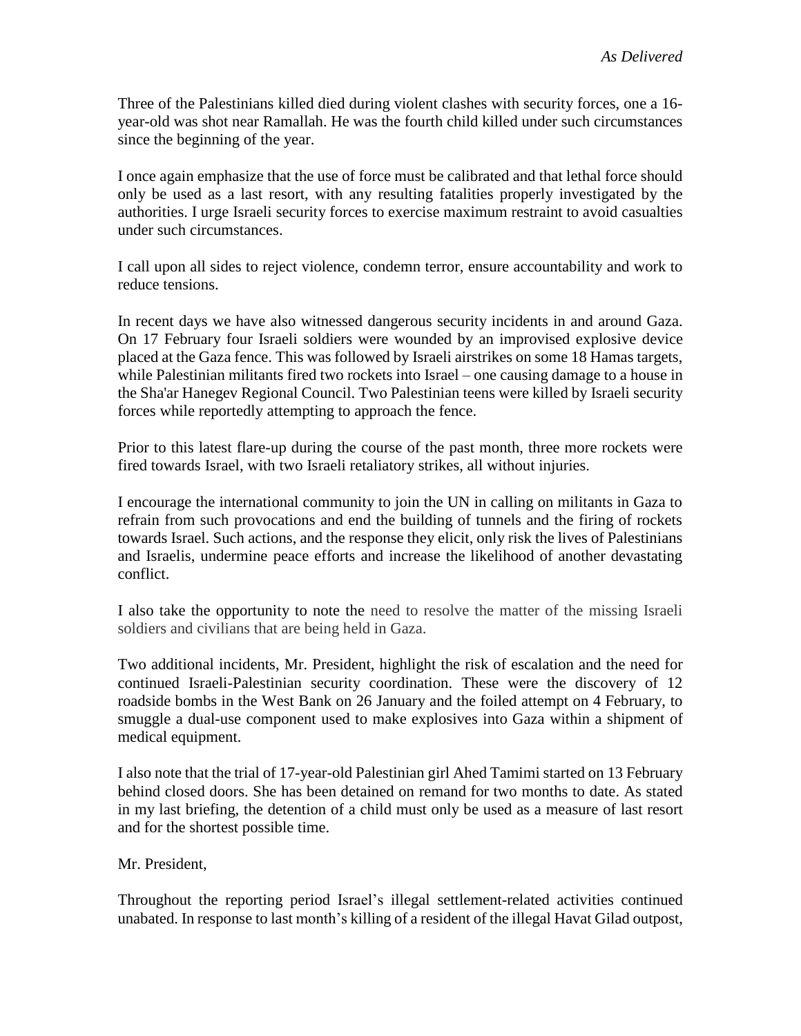Three of the Palestinians killed died during violent clashes with security forces, one a 16-year-old was shot near Ramallah. He was the fourth child killed under such circumstances since the beginning of the year.

I once again emphasize that the use of force must be calibrated and that lethal force should only be used as a last resort, with any resulting fatalities properly investigated by the authorities. I urge Israeli security forces to exercise maximum restraint to avoid casualties under such circumstances.

I call upon all sides to reject violence, condemn terror, ensure accountability and work to reduce tensions.

In recent days we have also witnessed dangerous security incidents in and around Gaza. On 17 February four Israeli soldiers were wounded by an improvised explosive device placed at the Gaza fence. This was followed by Israeli airstrikes on some 18 Hamas targets, while Palestinian militants fired two rockets into Israel – one causing damage to a house in the Sha'ar Hanegev Regional Council. Two Palestinian teens were killed by Israeli security forces while reportedly attempting to approach the fence.

Prior to this latest flare-up during the course of the past month, three more rockets were fired towards Israel, with two Israeli retaliatory strikes, all without injuries.

I encourage the international community to join the UN in calling on militants in Gaza to refrain from such provocations and end the building of tunnels and the firing of rockets towards Israel. Such actions, and the response they elicit, only risk the lives of Palestinians and Israelis, undermine peace efforts and increase the likelihood of another devastating conflict.

I also take the opportunity to note the need to resolve the matter of the missing Israeli soldiers and civilians that are being held in Gaza.

Two additional incidents, Mr. President, highlight the risk of escalation and the need for continued Israeli-Palestinian security coordination. These were the discovery of 12 roadside bombs in the West Bank on 26 January and the foiled attempt on 4 February, to smuggle a dual-use component used to make explosives into Gaza within a shipment of medical equipment.

I also note that the trial of 17-year-old Palestinian girl Ahed Tamimi started on 13 February behind closed doors. She has been detained on remand for two months to date. As stated in my last briefing, the detention of a child must only be used as a measure of last resort and for the shortest possible time.

Mr. President,

Throughout the reporting period Israel's illegal settlement-related activities continued unabated. In response to last month's killing of a resident of the illegal Havat Gilad outpost,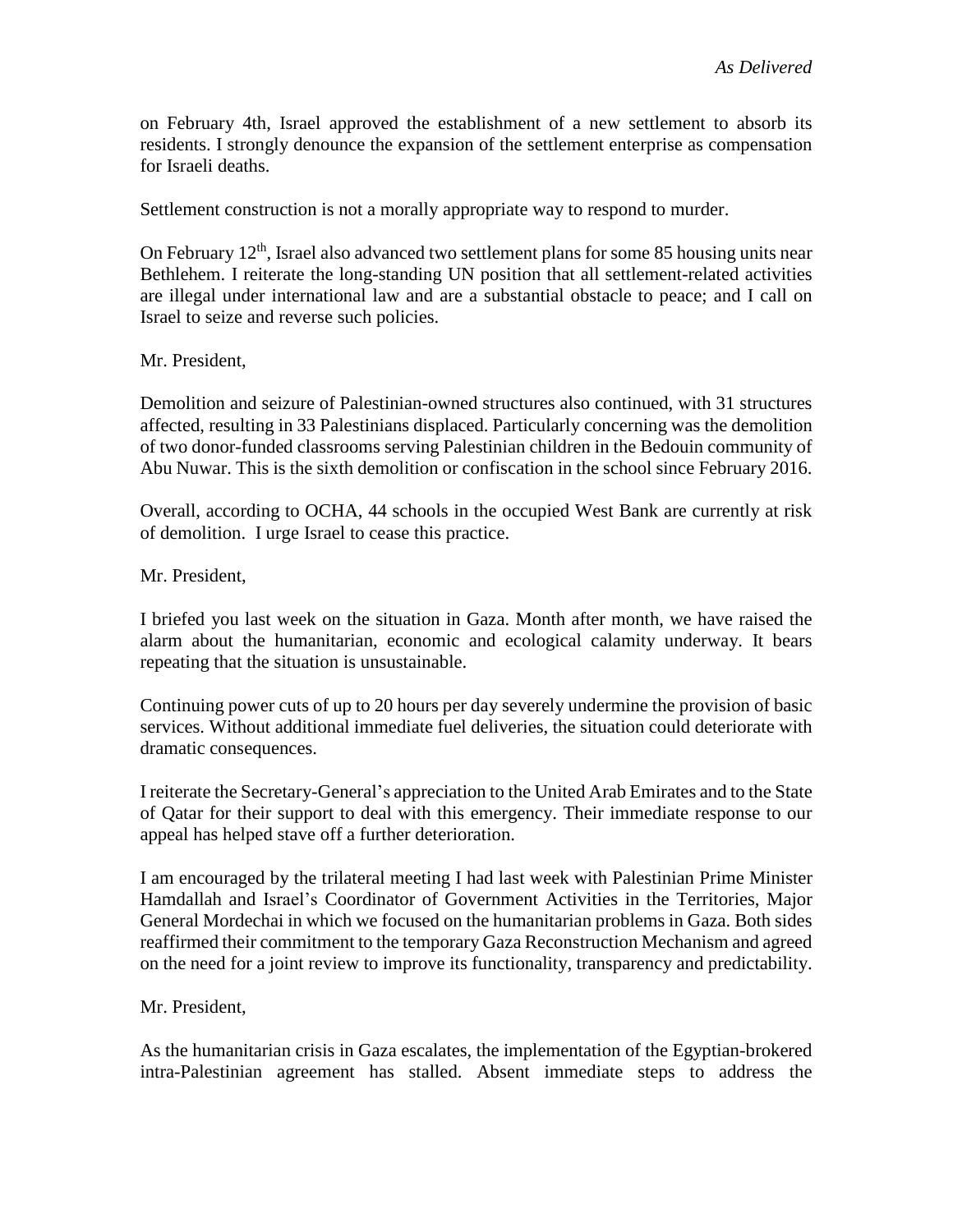on February 4th, Israel approved the establishment of a new settlement to absorb its residents. I strongly denounce the expansion of the settlement enterprise as compensation for Israeli deaths.

Settlement construction is not a morally appropriate way to respond to murder.

On February 12th, Israel also advanced two settlement plans for some 85 housing units near Bethlehem. I reiterate the long-standing UN position that all settlement-related activities are illegal under international law and are a substantial obstacle to peace; and I call on Israel to seize and reverse such policies.

Mr. President,

Demolition and seizure of Palestinian-owned structures also continued, with 31 structures affected, resulting in 33 Palestinians displaced. Particularly concerning was the demolition of two donor-funded classrooms serving Palestinian children in the Bedouin community of Abu Nuwar. This is the sixth demolition or confiscation in the school since February 2016.

Overall, according to OCHA, 44 schools in the occupied West Bank are currently at risk of demolition. I urge Israel to cease this practice.

Mr. President,

I briefed you last week on the situation in Gaza. Month after month, we have raised the alarm about the humanitarian, economic and ecological calamity underway. It bears repeating that the situation is unsustainable.

Continuing power cuts of up to 20 hours per day severely undermine the provision of basic services. Without additional immediate fuel deliveries, the situation could deteriorate with dramatic consequences.

I reiterate the Secretary-General's appreciation to the United Arab Emirates and to the State of Qatar for their support to deal with this emergency. Their immediate response to our appeal has helped stave off a further deterioration.

I am encouraged by the trilateral meeting I had last week with Palestinian Prime Minister Hamdallah and Israel's Coordinator of Government Activities in the Territories, Major General Mordechai in which we focused on the humanitarian problems in Gaza. Both sides reaffirmed their commitment to the temporary Gaza Reconstruction Mechanism and agreed on the need for a joint review to improve its functionality, transparency and predictability.

Mr. President,

As the humanitarian crisis in Gaza escalates, the implementation of the Egyptian-brokered intra-Palestinian agreement has stalled. Absent immediate steps to address the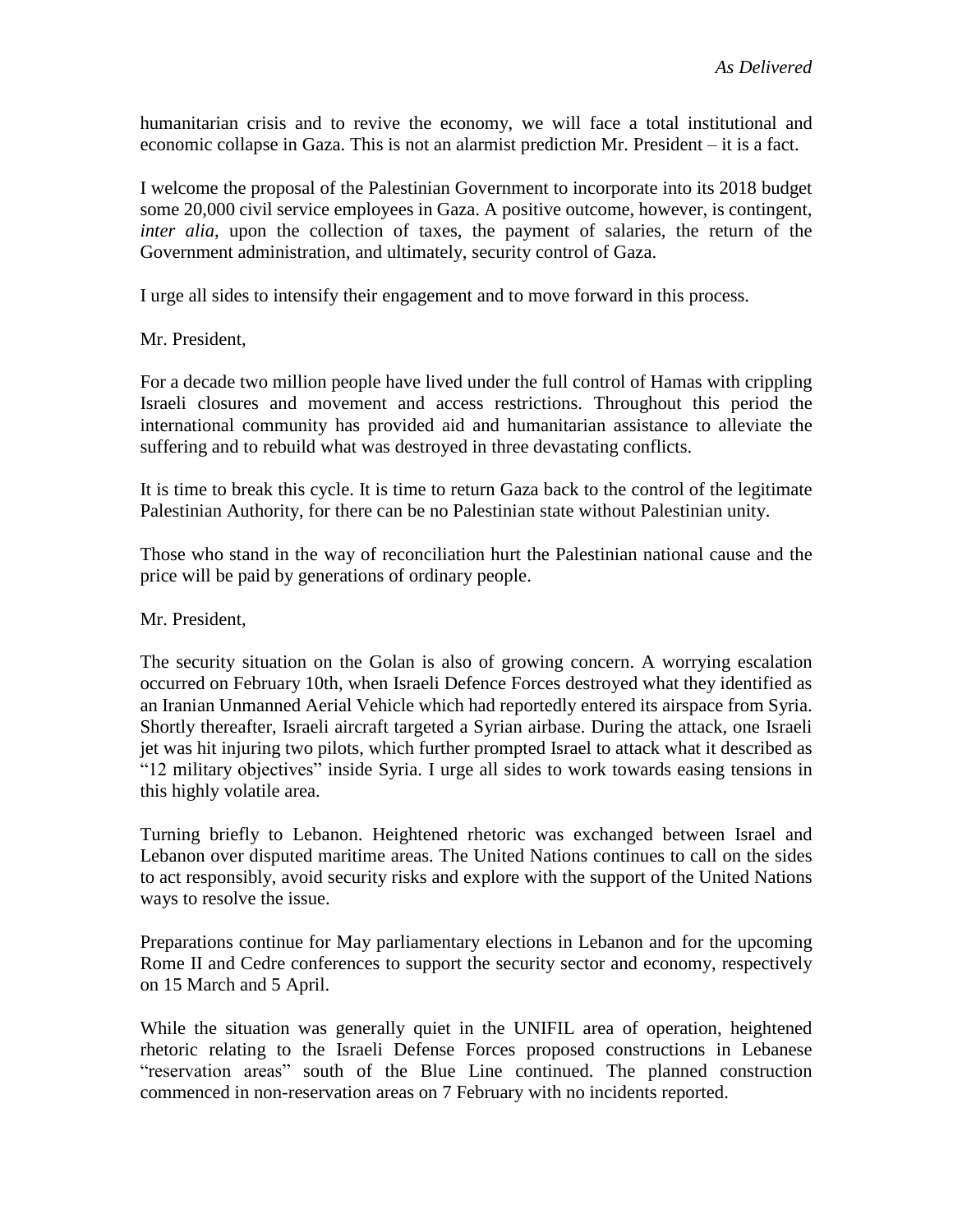humanitarian crisis and to revive the economy, we will face a total institutional and economic collapse in Gaza. This is not an alarmist prediction Mr. President – it is a fact.

I welcome the proposal of the Palestinian Government to incorporate into its 2018 budget some 20,000 civil service employees in Gaza. A positive outcome, however, is contingent, *inter alia*, upon the collection of taxes, the payment of salaries, the return of the Government administration, and ultimately, security control of Gaza.

I urge all sides to intensify their engagement and to move forward in this process.

Mr. President,

For a decade two million people have lived under the full control of Hamas with crippling Israeli closures and movement and access restrictions. Throughout this period the international community has provided aid and humanitarian assistance to alleviate the suffering and to rebuild what was destroyed in three devastating conflicts.

It is time to break this cycle. It is time to return Gaza back to the control of the legitimate Palestinian Authority, for there can be no Palestinian state without Palestinian unity.

Those who stand in the way of reconciliation hurt the Palestinian national cause and the price will be paid by generations of ordinary people.

Mr. President,

The security situation on the Golan is also of growing concern. A worrying escalation occurred on February 10th, when Israeli Defence Forces destroyed what they identified as an Iranian Unmanned Aerial Vehicle which had reportedly entered its airspace from Syria. Shortly thereafter, Israeli aircraft targeted a Syrian airbase. During the attack, one Israeli jet was hit injuring two pilots, which further prompted Israel to attack what it described as "12 military objectives" inside Syria. I urge all sides to work towards easing tensions in this highly volatile area.

Turning briefly to Lebanon. Heightened rhetoric was exchanged between Israel and Lebanon over disputed maritime areas. The United Nations continues to call on the sides to act responsibly, avoid security risks and explore with the support of the United Nations ways to resolve the issue.

Preparations continue for May parliamentary elections in Lebanon and for the upcoming Rome II and Cedre conferences to support the security sector and economy, respectively on 15 March and 5 April.

While the situation was generally quiet in the UNIFIL area of operation, heightened rhetoric relating to the Israeli Defense Forces proposed constructions in Lebanese "reservation areas" south of the Blue Line continued. The planned construction commenced in non-reservation areas on 7 February with no incidents reported.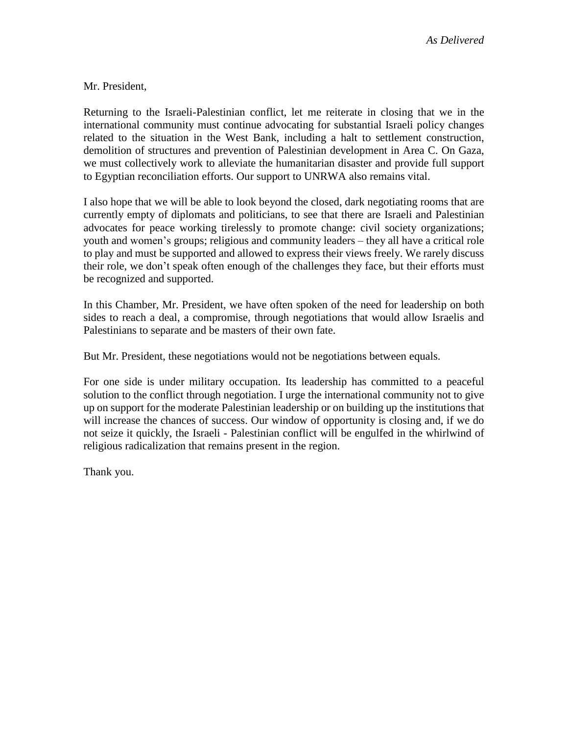*As Delivered*

Mr. President,

Returning to the Israeli-Palestinian conflict, let me reiterate in closing that we in the international community must continue advocating for substantial Israeli policy changes related to the situation in the West Bank, including a halt to settlement construction, demolition of structures and prevention of Palestinian development in Area C. On Gaza, we must collectively work to alleviate the humanitarian disaster and provide full support to Egyptian reconciliation efforts. Our support to UNRWA also remains vital.

I also hope that we will be able to look beyond the closed, dark negotiating rooms that are currently empty of diplomats and politicians, to see that there are Israeli and Palestinian advocates for peace working tirelessly to promote change: civil society organizations; youth and women's groups; religious and community leaders – they all have a critical role to play and must be supported and allowed to express their views freely. We rarely discuss their role, we don't speak often enough of the challenges they face, but their efforts must be recognized and supported.

In this Chamber, Mr. President, we have often spoken of the need for leadership on both sides to reach a deal, a compromise, through negotiations that would allow Israelis and Palestinians to separate and be masters of their own fate.

But Mr. President, these negotiations would not be negotiations between equals.

For one side is under military occupation. Its leadership has committed to a peaceful solution to the conflict through negotiation. I urge the international community not to give up on support for the moderate Palestinian leadership or on building up the institutions that will increase the chances of success. Our window of opportunity is closing and, if we do not seize it quickly, the Israeli - Palestinian conflict will be engulfed in the whirlwind of religious radicalization that remains present in the region.

Thank you.